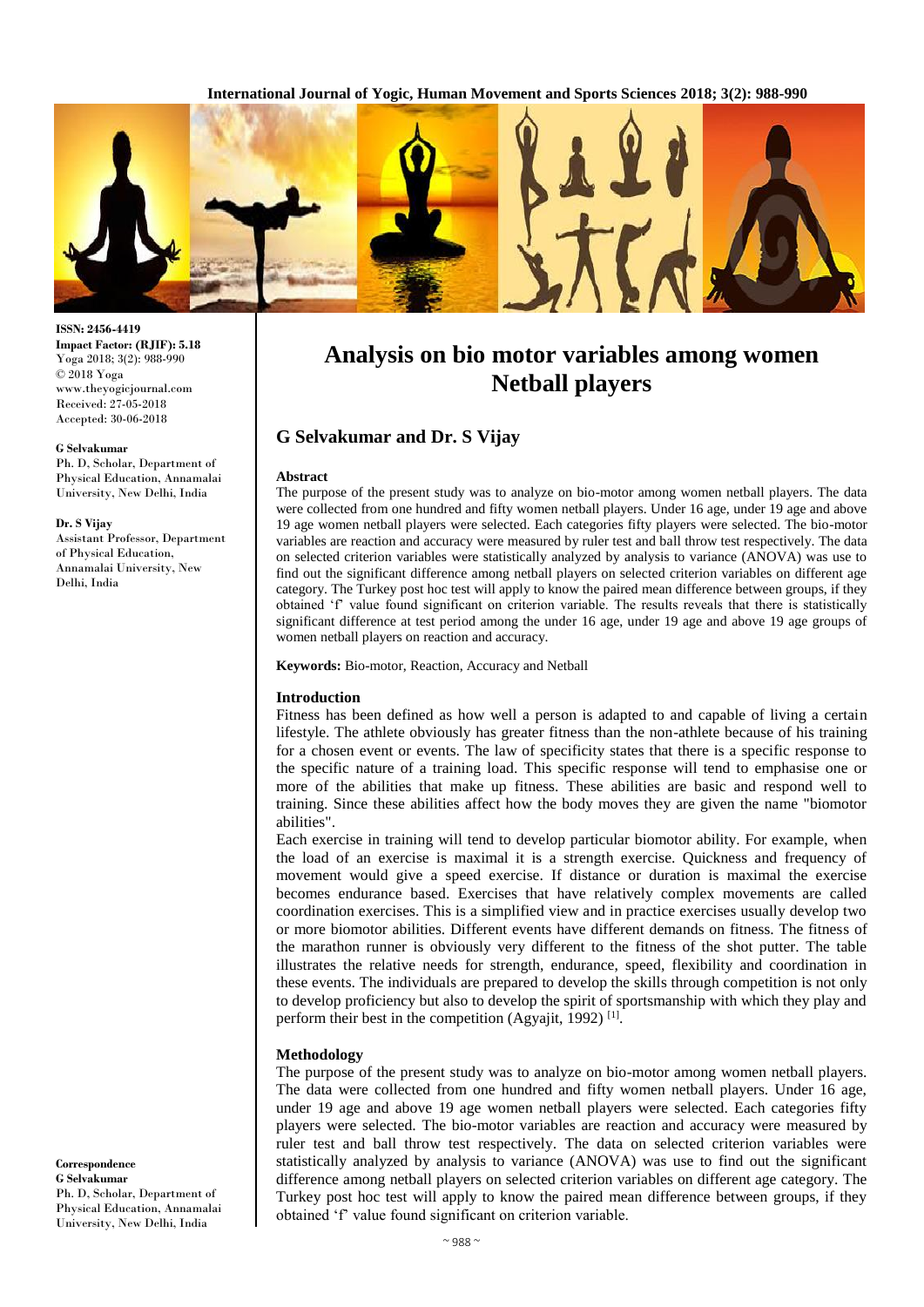ISSN: 2456-4419
**Impact Factor: (RJIF): 5.18**
Yoga 2018; 3(2): 988-990
© 2018 Yoga
www.theyogicjournal.com
Received: 27-05-2018
Accepted: 30-06-2018

**G Selvakumar**
Ph. D, Scholar, Department of Physical Education, Annamalai University, New Delhi, India

**Dr. S Vijay**
Assistant Professor, Department of Physical Education, Annamalai University, New Delhi, India

**Correspondence**
**G Selvakumar**
Ph. D, Scholar, Department of Physical Education, Annamalai University, New Delhi, India

# Analysis on bio motor variables among women Netball players

## G Selvakumar and Dr. S Vijay

### Abstract

The purpose of the present study was to analyze on bio-motor among women netball players. The data were collected from one hundred and fifty women netball players. Under 16 age, under 19 age and above 19 age women netball players were selected. Each categories fifty players were selected. The bio-motor variables are reaction and accuracy were measured by ruler test and ball throw test respectively. The data on selected criterion variables were statistically analyzed by analysis to variance (ANOVA) was use to find out the significant difference among netball players on selected criterion variables on different age category. The Turkey post hoc test will apply to know the paired mean difference between groups, if they obtained 'f' value found significant on criterion variable. The results reveals that there is statistically significant difference at test period among the under 16 age, under 19 age and above 19 age groups of women netball players on reaction and accuracy.

**Keywords:** Bio-motor, Reaction, Accuracy and Netball

### Introduction

Fitness has been defined as how well a person is adapted to and capable of living a certain lifestyle. The athlete obviously has greater fitness than the non-athlete because of his training for a chosen event or events. The law of specificity states that there is a specific response to the specific nature of a training load. This specific response will tend to emphasise one or more of the abilities that make up fitness. These abilities are basic and respond well to training. Since these abilities affect how the body moves they are given the name "biomotor abilities".

Each exercise in training will tend to develop particular biomotor ability. For example, when the load of an exercise is maximal it is a strength exercise. Quickness and frequency of movement would give a speed exercise. If distance or duration is maximal the exercise becomes endurance based. Exercises that have relatively complex movements are called coordination exercises. This is a simplified view and in practice exercises usually develop two or more biomotor abilities. Different events have different demands on fitness. The fitness of the marathon runner is obviously very different to the fitness of the shot putter. The table illustrates the relative needs for strength, endurance, speed, flexibility and coordination in these events. The individuals are prepared to develop the skills through competition is not only to develop proficiency but also to develop the spirit of sportsmanship with which they play and perform their best in the competition (Agyajit, 1992) [1].

### Methodology

The purpose of the present study was to analyze on bio-motor among women netball players. The data were collected from one hundred and fifty women netball players. Under 16 age, under 19 age and above 19 age women netball players were selected. Each categories fifty players were selected. The bio-motor variables are reaction and accuracy were measured by ruler test and ball throw test respectively. The data on selected criterion variables were statistically analyzed by analysis to variance (ANOVA) was use to find out the significant difference among netball players on selected criterion variables on different age category. The Turkey post hoc test will apply to know the paired mean difference between groups, if they obtained 'f' value found significant on criterion variable.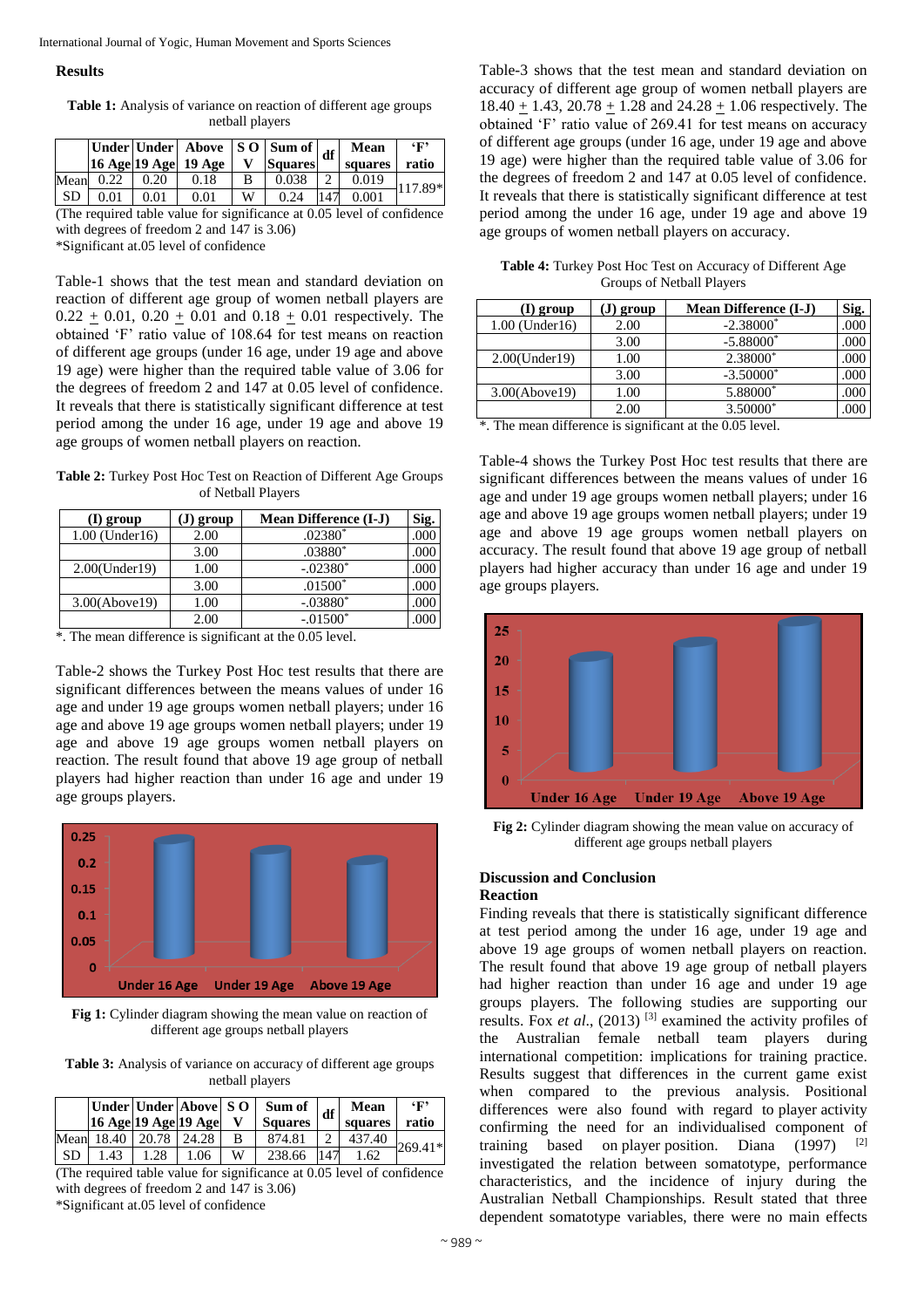## Results

**Table 1:** Analysis of variance on reaction of different age groups netball players

| | Under 16 Age | Under 19 Age | Above 19 Age | S O V | Sum of Squares | df | Mean squares | 'F' ratio |
|---|---|---|---|---|---|---|---|---|
| Mean | 0.22 | 0.20 | 0.18 | B | 0.038 | 2 | 0.019 | 117.89* |
| SD | 0.01 | 0.01 | 0.01 | W | 0.24 | 147 | 0.001 | |

(The required table value for significance at 0.05 level of confidence with degrees of freedom 2 and 147 is 3.06)
*Significant at.05 level of confidence

Table-1 shows that the test mean and standard deviation on reaction of different age group of women netball players are 0.22 ± 0.01, 0.20 ± 0.01 and 0.18 ± 0.01 respectively. The obtained 'F' ratio value of 108.64 for test means on reaction of different age groups (under 16 age, under 19 age and above 19 age) were higher than the required table value of 3.06 for the degrees of freedom 2 and 147 at 0.05 level of confidence. It reveals that there is statistically significant difference at test period among the under 16 age, under 19 age and above 19 age groups of women netball players on reaction.

**Table 2:** Turkey Post Hoc Test on Reaction of Different Age Groups of Netball Players

| (I) group | (J) group | Mean Difference (I-J) | Sig. |
|---|---|---|---|
| 1.00 (Under16) | 2.00 | .02380* | .000 |
| | 3.00 | .03880* | .000 |
| 2.00(Under19) | 1.00 | -.02380* | .000 |
| | 3.00 | .01500* | .000 |
| 3.00(Above19) | 1.00 | -.03880* | .000 |
| | 2.00 | -.01500* | .000 |

*. The mean difference is significant at the 0.05 level.

Table-2 shows the Turkey Post Hoc test results that there are significant differences between the means values of under 16 age and under 19 age groups women netball players; under 16 age and above 19 age groups women netball players; under 19 age and above 19 age groups women netball players on reaction. The result found that above 19 age group of netball players had higher reaction than under 16 age and under 19 age groups players.

**Fig 1:** Cylinder diagram showing the mean value on reaction of different age groups netball players

**Table 3:** Analysis of variance on accuracy of different age groups netball players

| | Under 16 Age | Under 19 Age | Above 19 Age | S O V | Sum of Squares | df | Mean squares | 'F' ratio |
|---|---|---|---|---|---|---|---|---|
| Mean | 18.40 | 20.78 | 24.28 | B | 874.81 | 2 | 437.40 | 269.41* |
| SD | 1.43 | 1.28 | 1.06 | W | 238.66 | 147 | 1.62 | |

(The required table value for significance at 0.05 level of confidence with degrees of freedom 2 and 147 is 3.06)
*Significant at.05 level of confidence

Table-3 shows that the test mean and standard deviation on accuracy of different age group of women netball players are 18.40 ± 1.43, 20.78 ± 1.28 and 24.28 ± 1.06 respectively. The obtained 'F' ratio value of 269.41 for test means on accuracy of different age groups (under 16 age, under 19 age and above 19 age) were higher than the required table value of 3.06 for the degrees of freedom 2 and 147 at 0.05 level of confidence. It reveals that there is statistically significant difference at test period among the under 16 age, under 19 age and above 19 age groups of women netball players on accuracy.

**Table 4:** Turkey Post Hoc Test on Accuracy of Different Age Groups of Netball Players

| (I) group | (J) group | Mean Difference (I-J) | Sig. |
|---|---|---|---|
| 1.00 (Under16) | 2.00 | -2.38000* | .000 |
| | 3.00 | -5.88000* | .000 |
| 2.00(Under19) | 1.00 | 2.38000* | .000 |
| | 3.00 | -3.50000* | .000 |
| 3.00(Above19) | 1.00 | 5.88000* | .000 |
| | 2.00 | 3.50000* | .000 |

*. The mean difference is significant at the 0.05 level.

Table-4 shows the Turkey Post Hoc test results that there are significant differences between the means values of under 16 age and under 19 age groups women netball players; under 16 age and above 19 age groups women netball players; under 19 age and above 19 age groups women netball players on accuracy. The result found that above 19 age group of netball players had higher accuracy than under 16 age and under 19 age groups players.

**Fig 2:** Cylinder diagram showing the mean value on accuracy of different age groups netball players

## Discussion and Conclusion

### Reaction

Finding reveals that there is statistically significant difference at test period among the under 16 age, under 19 age and above 19 age groups of women netball players on reaction. The result found that above 19 age group of netball players had higher reaction than under 16 age and under 19 age groups players. The following studies are supporting our results. Fox *et al*., (2013) [3] examined the activity profiles of the Australian female netball team players during international competition: implications for training practice. Results suggest that differences in the current game exist when compared to the previous analysis. Positional differences were also found with regard to player activity confirming the need for an individualised component of training based on player position. Diana (1997) [2] investigated the relation between somatotype, performance characteristics, and the incidence of injury during the Australian Netball Championships. Result stated that three dependent somatotype variables, there were no main effects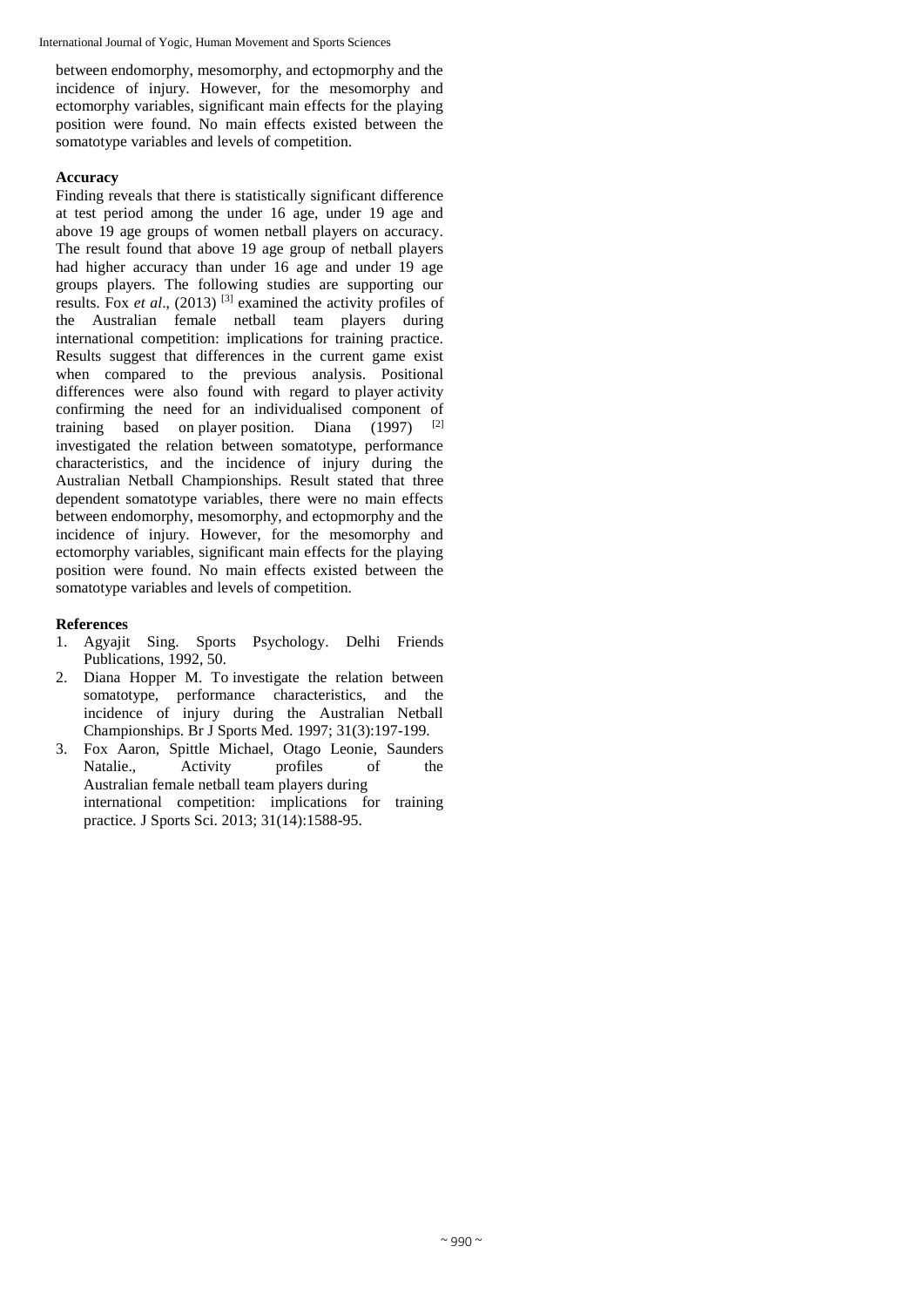between endomorphy, mesomorphy, and ectopmorphy and the incidence of injury. However, for the mesomorphy and ectomorphy variables, significant main effects for the playing position were found. No main effects existed between the somatotype variables and levels of competition.

**Accuracy**

Finding reveals that there is statistically significant difference at test period among the under 16 age, under 19 age and above 19 age groups of women netball players on accuracy. The result found that above 19 age group of netball players had higher accuracy than under 16 age and under 19 age groups players. The following studies are supporting our results. Fox *et al*., (2013) [3] examined the activity profiles of the Australian female netball team players during international competition: implications for training practice. Results suggest that differences in the current game exist when compared to the previous analysis. Positional differences were also found with regard to player activity confirming the need for an individualised component of training based on player position. Diana (1997) [2] investigated the relation between somatotype, performance characteristics, and the incidence of injury during the Australian Netball Championships. Result stated that three dependent somatotype variables, there were no main effects between endomorphy, mesomorphy, and ectopmorphy and the incidence of injury. However, for the mesomorphy and ectomorphy variables, significant main effects for the playing position were found. No main effects existed between the somatotype variables and levels of competition.

**References**

1. Agyajit Sing. Sports Psychology. Delhi Friends Publications, 1992, 50.
2. Diana Hopper M. To investigate the relation between somatotype, performance characteristics, and the incidence of injury during the Australian Netball Championships. Br J Sports Med. 1997; 31(3):197-199.
3. Fox Aaron, Spittle Michael, Otago Leonie, Saunders Natalie., Activity profiles of the Australian female netball team players during international competition: implications for training practice. J Sports Sci. 2013; 31(14):1588-95.